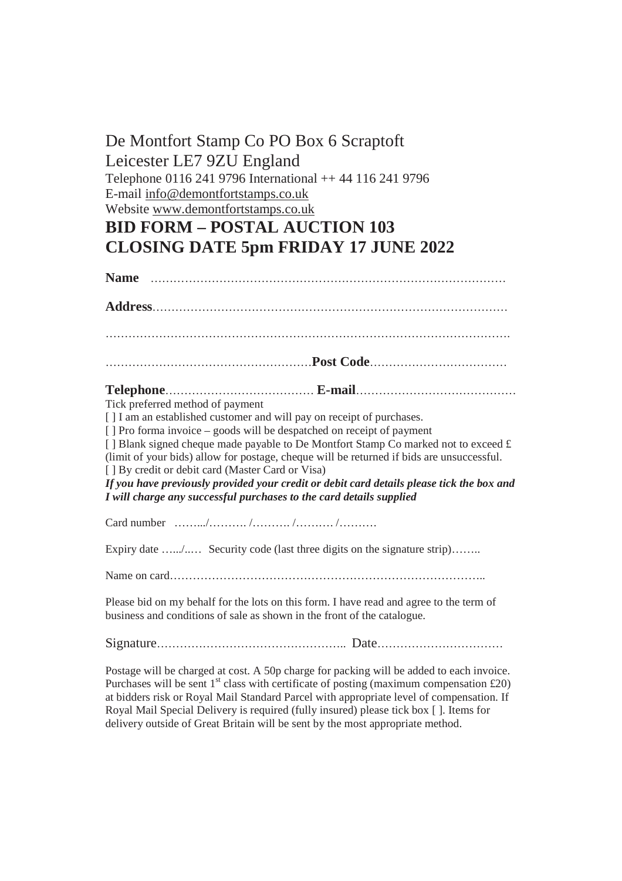De Montfort Stamp Co PO Box 6 Scraptoft
Leicester LE7 9ZU England
Telephone 0116 241 9796 International ++ 44 116 241 9796
E-mail info@demontfortstamps.co.uk
Website www.demontfortstamps.co.uk

# BID FORM – POSTAL AUCTION 103
# CLOSING DATE 5pm FRIDAY 17 JUNE 2022

**Name** ……………………………………………………………………………………

**Address**……………………………………………………………………………………

……………………………………………………………………………………………………

………………………………………………**Post Code**………………………………

**Telephone**………………………………… **E-mail**……………………………………

Tick preferred method of payment

[ ] I am an established customer and will pay on receipt of purchases.

[ ] Pro forma invoice – goods will be despatched on receipt of payment

[ ] Blank signed cheque made payable to De Montfort Stamp Co marked not to exceed £ (limit of your bids) allow for postage, cheque will be returned if bids are unsuccessful.

[ ] By credit or debit card (Master Card or Visa)

***If you have previously provided your credit or debit card details please tick the box and I will charge any successful purchases to the card details supplied***

Card number ……../………. /………. /………. /……….

Expiry date …../..… Security code (last three digits on the signature strip)……..

Name on card………………………………………………………………………..

Please bid on my behalf for the lots on this form. I have read and agree to the term of business and conditions of sale as shown in the front of the catalogue.

Signature……………………………………….. Date……………………………

Postage will be charged at cost. A 50p charge for packing will be added to each invoice. Purchases will be sent 1st class with certificate of posting (maximum compensation £20) at bidders risk or Royal Mail Standard Parcel with appropriate level of compensation. If Royal Mail Special Delivery is required (fully insured) please tick box [ ]. Items for delivery outside of Great Britain will be sent by the most appropriate method.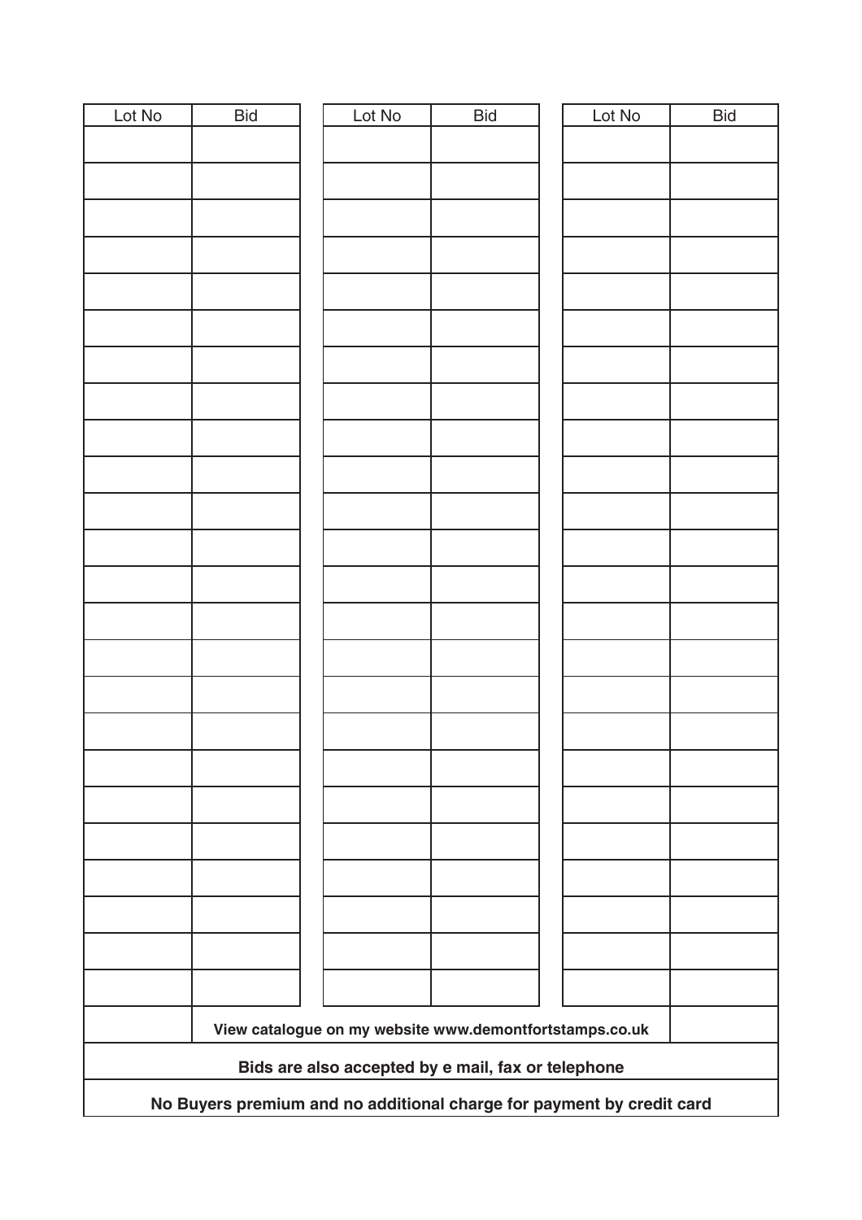| Lot No | Bid | Lot No | Bid | Lot No | Bid |
|---|---|---|---|---|---|
| | | | | | |
| | | | | | |
| | | | | | |
| | | | | | |
| | | | | | |
| | | | | | |
| | | | | | |
| | | | | | |
| | | | | | |
| | | | | | |
| | | | | | |
| | | | | | |
| | | | | | |
| | | | | | |
| | | | | | |
| | | | | | |
| | | | | | |
| | | | | | |
| | | | | | |
| | | | | | |
| | | | | | |
| | | | | | |
| | | | | | |
| | | | | | |

**View catalogue on my website www.demontfortstamps.co.uk**

**Bids are also accepted by e mail, fax or telephone**

**No Buyers premium and no additional charge for payment by credit card**